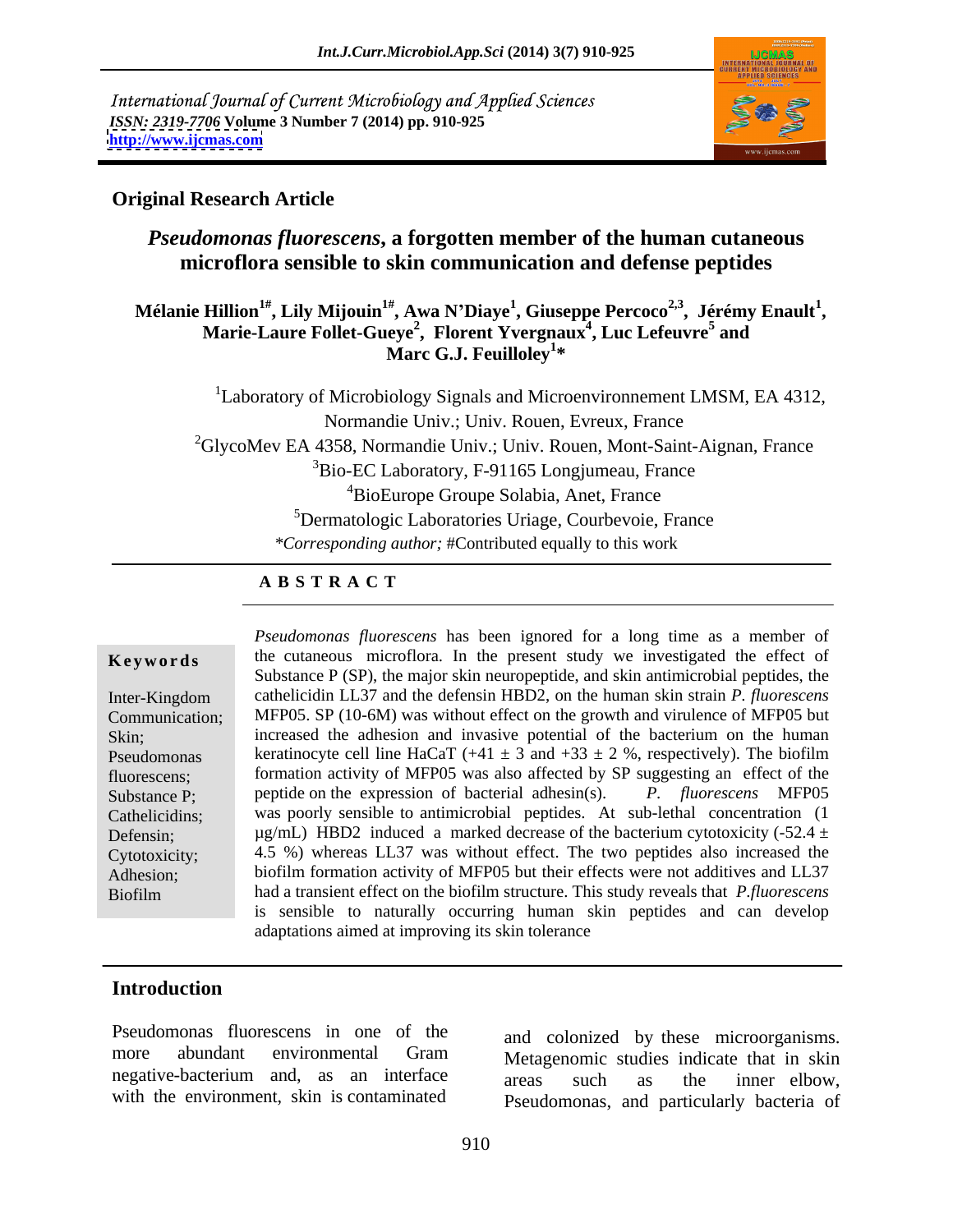International Journal of Current Microbiology and Applied Sciences
*ISSN: 2319-7706* **Volume 3 Number 7 (2014) pp. 910-925**
**http://www.ijcmas.com**

**Original Research Article**

# *Pseudomonas fluorescens*, a forgotten member of the human cutaneous microflora sensible to skin communication and defense peptides

**Mélanie Hillion[1#], Lily Mijouin[1#], Awa N'Diaye[1], Giuseppe Percoco[2,3], Jérémy Enault[1], Marie-Laure Follet-Gueye[2], Florent Yvergnaux[4], Luc Lefeuvre[5] and Marc G.J. Feuilloley[1]***

[1]Laboratory of Microbiology Signals and Microenvironnement LMSM, EA 4312, Normandie Univ.; Univ. Rouen, Evreux, France

[2]GlycoMev EA 4358, Normandie Univ.; Univ. Rouen, Mont-Saint-Aignan, France

[3]Bio-EC Laboratory, F-91165 Longjumeau, France

[4]BioEurope Groupe Solabia, Anet, France

[5]Dermatologic Laboratories Uriage, Courbevoie, France

*Corresponding author; #Contributed equally to this work

## ABSTRACT

**Keywords**

Inter-Kingdom Communication; Skin; Pseudomonas fluorescens; Substance P; Cathelicidins; Defensin; Cytotoxicity; Adhesion; Biofilm

*Pseudomonas fluorescens* has been ignored for a long time as a member of the cutaneous microflora. In the present study we investigated the effect of Substance P (SP), the major skin neuropeptide, and skin antimicrobial peptides, the cathelicidin LL37 and the defensin HBD2, on the human skin strain *P. fluorescens* MFP05. SP (10-6M) was without effect on the growth and virulence of MFP05 but increased the adhesion and invasive potential of the bacterium on the human keratinocyte cell line HaCaT (+41 ± 3 and +33 ± 2 %, respectively). The biofilm formation activity of MFP05 was also affected by SP suggesting an effect of the peptide on the expression of bacterial adhesin(s). *P. fluorescens* MFP05 was poorly sensible to antimicrobial peptides. At sub-lethal concentration (1 µg/mL) HBD2 induced a marked decrease of the bacterium cytotoxicity (-52.4 ± 4.5 %) whereas LL37 was without effect. The two peptides also increased the biofilm formation activity of MFP05 but their effects were not additives and LL37 had a transient effect on the biofilm structure. This study reveals that *P.fluorescens* is sensible to naturally occurring human skin peptides and can develop adaptations aimed at improving its skin tolerance

## Introduction

Pseudomonas fluorescens in one of the more abundant environmental Gram negative-bacterium and, as an interface with the environment, skin is contaminated and colonized by these microorganisms. Metagenomic studies indicate that in skin areas such as the inner elbow, Pseudomonas, and particularly bacteria of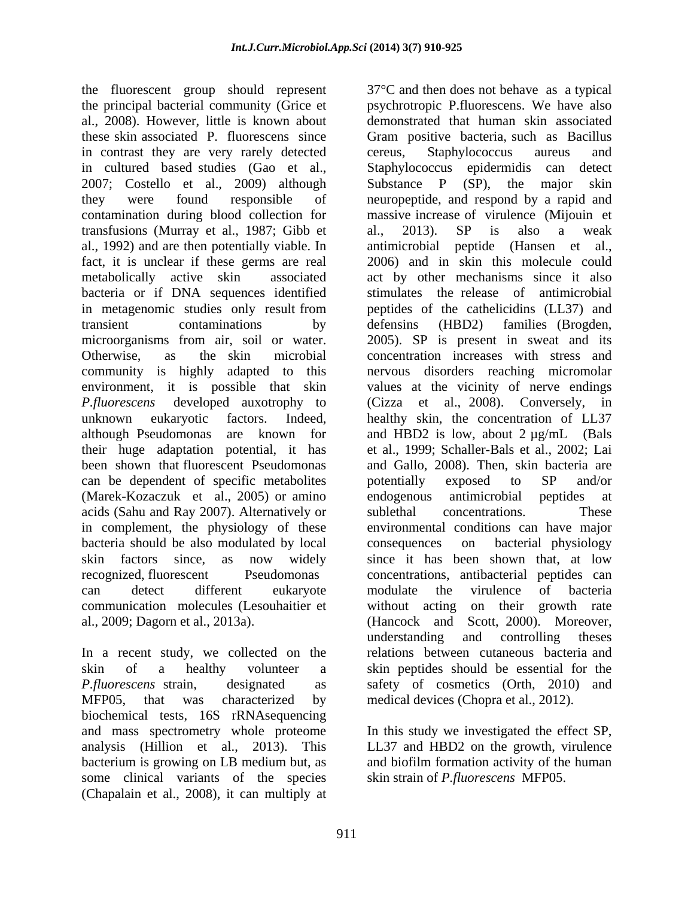the fluorescent group should represent the principal bacterial community (Grice et al., 2008). However, little is known about these skin associated P. fluorescens since in contrast they are very rarely detected in cultured based studies (Gao et al., 2007; Costello et al., 2009) although they were found responsible of contamination during blood collection for transfusions (Murray et al., 1987; Gibb et al., 1992) and are then potentially viable. In fact, it is unclear if these germs are real metabolically active skin associated bacteria or if DNA sequences identified in metagenomic studies only result from transient contaminations by microorganisms from air, soil or water. Otherwise, as the skin microbial community is highly adapted to this environment, it is possible that skin *P.fluorescens* developed auxotrophy to unknown eukaryotic factors. Indeed, although Pseudomonas are known for their huge adaptation potential, it has been shown that fluorescent Pseudomonas can be dependent of specific metabolites (Marek-Kozaczuk et al., 2005) or amino acids (Sahu and Ray 2007). Alternatively or in complement, the physiology of these bacteria should be also modulated by local skin factors since, as now widely recognized, fluorescent Pseudomonas can detect different eukaryote communication molecules (Lesouhaitier et al., 2009; Dagorn et al., 2013a).

In a recent study, we collected on the skin of a healthy volunteer a *P.fluorescens* strain, designated as MFP05, that was characterized by biochemical tests, 16S rRNAsequencing and mass spectrometry whole proteome analysis (Hillion et al., 2013). This bacterium is growing on LB medium but, as some clinical variants of the species (Chapalain et al., 2008), it can multiply at 37°C and then does not behave as a typical psychrotropic P.fluorescens. We have also demonstrated that human skin associated Gram positive bacteria, such as Bacillus cereus, Staphylococcus aureus and Staphylococcus epidermidis can detect Substance P (SP), the major skin neuropeptide, and respond by a rapid and massive increase of virulence (Mijouin et al., 2013). SP is also a weak antimicrobial peptide (Hansen et al., 2006) and in skin this molecule could act by other mechanisms since it also stimulates the release of antimicrobial peptides of the cathelicidins (LL37) and defensins (HBD2) families (Brogden, 2005). SP is present in sweat and its concentration increases with stress and nervous disorders reaching micromolar values at the vicinity of nerve endings (Cizza et al., 2008). Conversely, in healthy skin, the concentration of LL37 and HBD2 is low, about 2 µg/mL (Bals et al., 1999; Schaller-Bals et al., 2002; Lai and Gallo, 2008). Then, skin bacteria are potentially exposed to SP and/or endogenous antimicrobial peptides at sublethal concentrations. These environmental conditions can have major consequences on bacterial physiology since it has been shown that, at low concentrations, antibacterial peptides can modulate the virulence of bacteria without acting on their growth rate (Hancock and Scott, 2000). Moreover, understanding and controlling theses relations between cutaneous bacteria and skin peptides should be essential for the safety of cosmetics (Orth, 2010) and medical devices (Chopra et al., 2012).

In this study we investigated the effect SP, LL37 and HBD2 on the growth, virulence and biofilm formation activity of the human skin strain of *P.fluorescens* MFP05.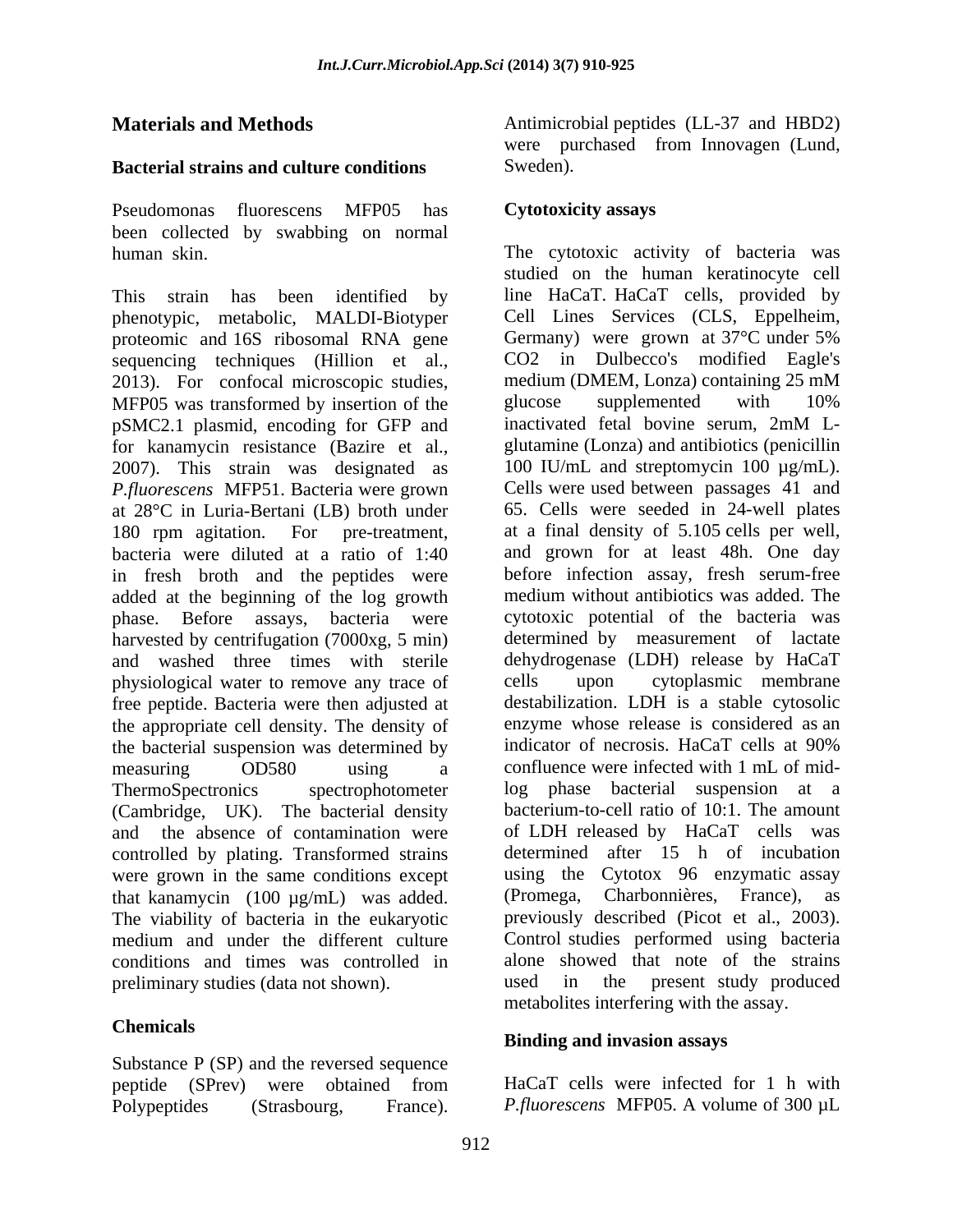## Materials and Methods

### Bacterial strains and culture conditions

Pseudomonas fluorescens MFP05 has been collected by swabbing on normal human skin.

This strain has been identified by phenotypic, metabolic, MALDI-Biotyper proteomic and 16S ribosomal RNA gene sequencing techniques (Hillion et al., 2013). For confocal microscopic studies, MFP05 was transformed by insertion of the pSMC2.1 plasmid, encoding for GFP and for kanamycin resistance (Bazire et al., 2007). This strain was designated as *P.fluorescens* MFP51. Bacteria were grown at 28°C in Luria-Bertani (LB) broth under 180 rpm agitation. For pre-treatment, bacteria were diluted at a ratio of 1:40 in fresh broth and the peptides were added at the beginning of the log growth phase. Before assays, bacteria were harvested by centrifugation (7000xg, 5 min) and washed three times with sterile physiological water to remove any trace of free peptide. Bacteria were then adjusted at the appropriate cell density. The density of the bacterial suspension was determined by measuring OD580 using a ThermoSpectronics spectrophotometer (Cambridge, UK). The bacterial density and the absence of contamination were controlled by plating. Transformed strains were grown in the same conditions except that kanamycin (100 µg/mL) was added. The viability of bacteria in the eukaryotic medium and under the different culture conditions and times was controlled in preliminary studies (data not shown).

### Chemicals

Substance P (SP) and the reversed sequence peptide (SPrev) were obtained from Polypeptides (Strasbourg, France). Antimicrobial peptides (LL-37 and HBD2) were purchased from Innovagen (Lund, Sweden).

### Cytotoxicity assays

The cytotoxic activity of bacteria was studied on the human keratinocyte cell line HaCaT. HaCaT cells, provided by Cell Lines Services (CLS, Eppelheim, Germany) were grown at 37°C under 5% $CO_2$ in Dulbecco's modified Eagle's medium (DMEM, Lonza) containing 25 mM glucose supplemented with 10% inactivated fetal bovine serum, 2mM L-glutamine (Lonza) and antibiotics (penicillin 100 IU/mL and streptomycin 100 µg/mL). Cells were used between passages 41 and 65. Cells were seeded in 24-well plates at a final density of 5.105 cells per well, and grown for at least 48h. One day before infection assay, fresh serum-free medium without antibiotics was added. The cytotoxic potential of the bacteria was determined by measurement of lactate dehydrogenase (LDH) release by HaCaT cells upon cytoplasmic membrane destabilization. LDH is a stable cytosolic enzyme whose release is considered as an indicator of necrosis. HaCaT cells at 90% confluence were infected with 1 mL of mid-log phase bacterial suspension at a bacterium-to-cell ratio of 10:1. The amount of LDH released by HaCaT cells was determined after 15 h of incubation using the Cytotox 96 enzymatic assay (Promega, Charbonnières, France), as previously described (Picot et al., 2003). Control studies performed using bacteria alone showed that note of the strains used in the present study produced metabolites interfering with the assay.

### Binding and invasion assays

HaCaT cells were infected for 1 h with *P.fluorescens* MFP05. A volume of 300 µL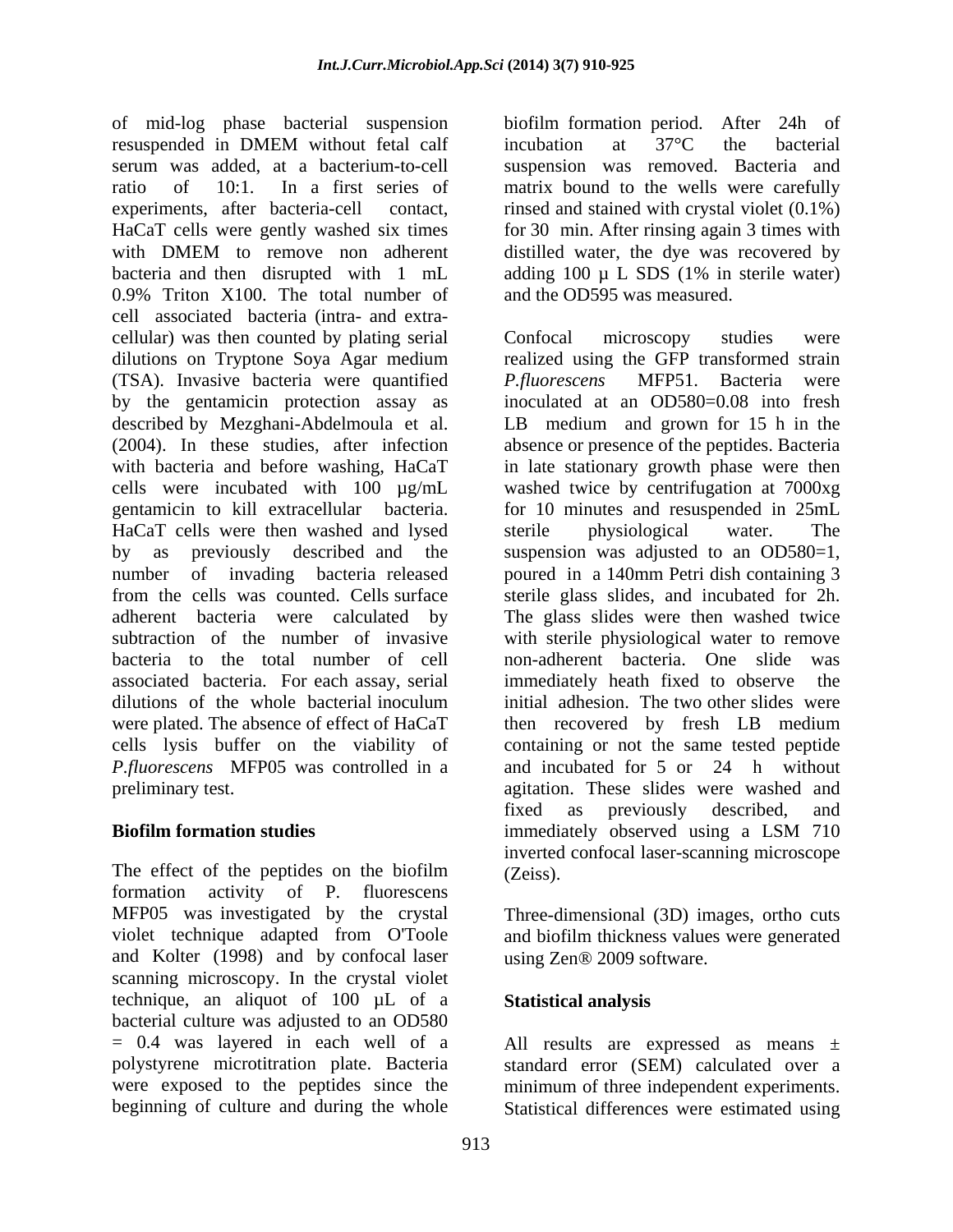of mid-log phase bacterial suspension resuspended in DMEM without fetal calf serum was added, at a bacterium-to-cell ratio of 10:1. In a first series of experiments, after bacteria-cell contact, HaCaT cells were gently washed six times with DMEM to remove non adherent bacteria and then disrupted with 1 mL 0.9% Triton X100. The total number of cell associated bacteria (intra- and extra-cellular) was then counted by plating serial dilutions on Tryptone Soya Agar medium (TSA). Invasive bacteria were quantified by the gentamicin protection assay as described by Mezghani-Abdelmoula et al. (2004). In these studies, after infection with bacteria and before washing, HaCaT cells were incubated with 100 µg/mL gentamicin to kill extracellular bacteria. HaCaT cells were then washed and lysed by as previously described and the number of invading bacteria released from the cells was counted. Cells surface adherent bacteria were calculated by subtraction of the number of invasive bacteria to the total number of cell associated bacteria. For each assay, serial dilutions of the whole bacterial inoculum were plated. The absence of effect of HaCaT cells lysis buffer on the viability of *P.fluorescens* MFP05 was controlled in a preliminary test.

## Biofilm formation studies

The effect of the peptides on the biofilm formation activity of P. fluorescens MFP05 was investigated by the crystal violet technique adapted from O'Toole and Kolter (1998) and by confocal laser scanning microscopy. In the crystal violet technique, an aliquot of 100 µL of a bacterial culture was adjusted to an OD580 = 0.4 was layered in each well of a polystyrene microtitration plate. Bacteria were exposed to the peptides since the beginning of culture and during the whole biofilm formation period. After 24h of incubation at 37°C the bacterial suspension was removed. Bacteria and matrix bound to the wells were carefully rinsed and stained with crystal violet (0.1%) for 30 min. After rinsing again 3 times with distilled water, the dye was recovered by adding 100 µ L SDS (1% in sterile water) and the OD595 was measured.

Confocal microscopy studies were realized using the GFP transformed strain *P.fluorescens* MFP51. Bacteria were inoculated at an OD580=0.08 into fresh LB medium and grown for 15 h in the absence or presence of the peptides. Bacteria in late stationary growth phase were then washed twice by centrifugation at 7000xg for 10 minutes and resuspended in 25mL sterile physiological water. The suspension was adjusted to an OD580=1, poured in a 140mm Petri dish containing 3 sterile glass slides, and incubated for 2h. The glass slides were then washed twice with sterile physiological water to remove non-adherent bacteria. One slide was immediately heath fixed to observe the initial adhesion. The two other slides were then recovered by fresh LB medium containing or not the same tested peptide and incubated for 5 or 24 h without agitation. These slides were washed and fixed as previously described, and immediately observed using a LSM 710 inverted confocal laser-scanning microscope (Zeiss).

Three-dimensional (3D) images, ortho cuts and biofilm thickness values were generated using Zen® 2009 software.

## Statistical analysis

All results are expressed as means ± standard error (SEM) calculated over a minimum of three independent experiments. Statistical differences were estimated using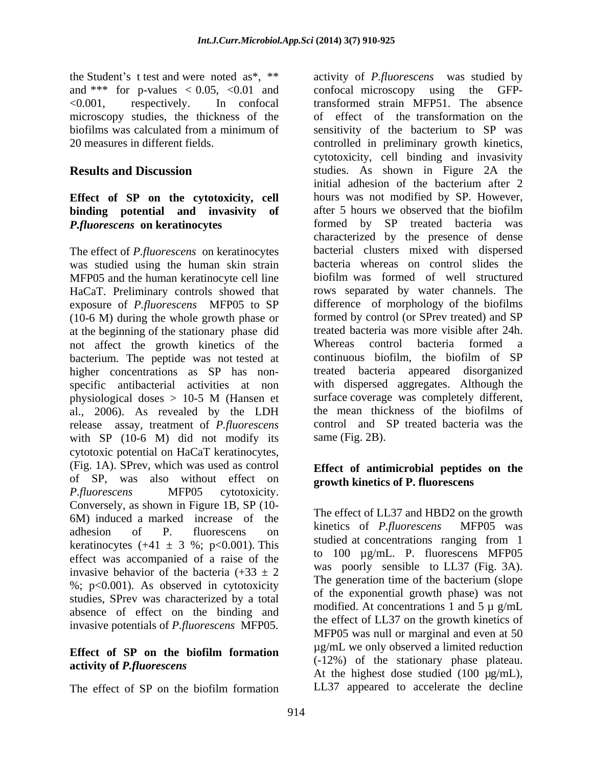the Student's t test and were noted as*, ** and *** for p-values $< 0.05$, $<0.01$ and $<0.001$, respectively. In confocal microscopy studies, the thickness of the biofilms was calculated from a minimum of 20 measures in different fields.

## Results and Discussion

### Effect of SP on the cytotoxicity, cell binding potential and invasivity of *P.fluorescens* on keratinocytes

The effect of *P.fluorescens* on keratinocytes was studied using the human skin strain MFP05 and the human keratinocyte cell line HaCaT. Preliminary controls showed that exposure of *P.fluorescens* MFP05 to SP ($10^{-6}$ M) during the whole growth phase or at the beginning of the stationary phase did not affect the growth kinetics of the bacterium. The peptide was not tested at higher concentrations as SP has non-specific antibacterial activities at non physiological doses $> 10^{-5}$ M (Hansen et al., 2006). As revealed by the LDH release assay, treatment of *P.fluorescens* with SP ($10^{-6}$ M) did not modify its cytotoxic potential on HaCaT keratinocytes, (Fig. 1A). SPrev, which was used as control of SP, was also without effect on *P.fluorescens* MFP05 cytotoxicity. Conversely, as shown in Figure 1B, SP ($10^{-6}$M) induced a marked increase of the adhesion of P. fluorescens on keratinocytes ($+41 \pm 3$ %; $p<0.001$). This effect was accompanied of a raise of the invasive behavior of the bacteria ($+33 \pm 2$ %; $p<0.001$). As observed in cytotoxicity studies, SPrev was characterized by a total absence of effect on the binding and invasive potentials of *P.fluorescens* MFP05.

### Effect of SP on the biofilm formation activity of *P.fluorescens*

The effect of SP on the biofilm formation activity of *P.fluorescens* was studied by confocal microscopy using the GFP-transformed strain MFP51. The absence of effect of the transformation on the sensitivity of the bacterium to SP was controlled in preliminary growth kinetics, cytotoxicity, cell binding and invasivity studies. As shown in Figure 2A the initial adhesion of the bacterium after 2 hours was not modified by SP. However, after 5 hours we observed that the biofilm formed by SP treated bacteria was characterized by the presence of dense bacterial clusters mixed with dispersed bacteria whereas on control slides the biofilm was formed of well structured rows separated by water channels. The difference of morphology of the biofilms formed by control (or SPrev treated) and SP treated bacteria was more visible after 24h. Whereas control bacteria formed a continuous biofilm, the biofilm of SP treated bacteria appeared disorganized with dispersed aggregates. Although the surface coverage was completely different, the mean thickness of the biofilms of control and SP treated bacteria was the same (Fig. 2B).

### Effect of antimicrobial peptides on the growth kinetics of P. fluorescens

The effect of LL37 and HBD2 on the growth kinetics of *P.fluorescens* MFP05 was studied at concentrations ranging from 1 to 100 µg/mL. P. fluorescens MFP05 was poorly sensible to LL37 (Fig. 3A). The generation time of the bacterium (slope of the exponential growth phase) was not modified. At concentrations 1 and 5 µ g/mL the effect of LL37 on the growth kinetics of MFP05 was null or marginal and even at 50 µg/mL we only observed a limited reduction (-12%) of the stationary phase plateau. At the highest dose studied (100 µg/mL), LL37 appeared to accelerate the decline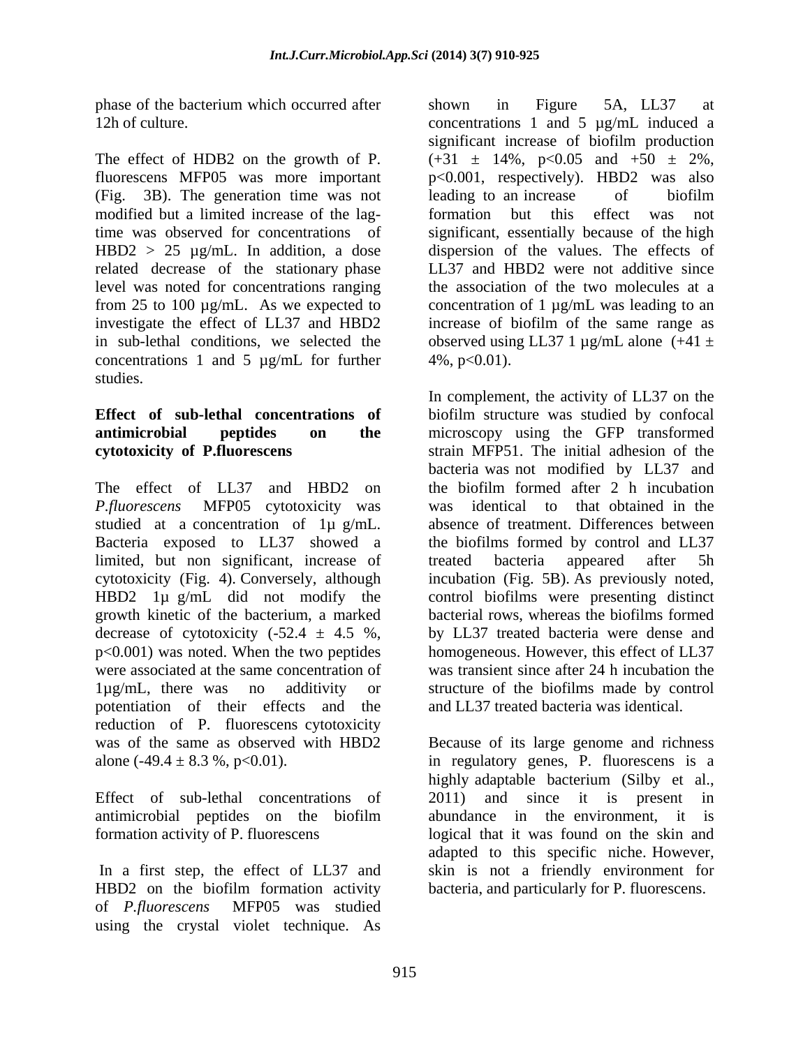phase of the bacterium which occurred after 12h of culture.

The effect of HDB2 on the growth of P. fluorescens MFP05 was more important (Fig. 3B). The generation time was not modified but a limited increase of the lag-time was observed for concentrations of HBD2 > 25 µg/mL. In addition, a dose related decrease of the stationary phase level was noted for concentrations ranging from 25 to 100 µg/mL. As we expected to investigate the effect of LL37 and HBD2 in sub-lethal conditions, we selected the concentrations 1 and 5 µg/mL for further studies.

**Effect of sub-lethal concentrations of antimicrobial peptides on the cytotoxicity of P.fluorescens**

The effect of LL37 and HBD2 on *P.fluorescens* MFP05 cytotoxicity was studied at a concentration of 1µ g/mL. Bacteria exposed to LL37 showed a limited, but non significant, increase of cytotoxicity (Fig. 4). Conversely, although HBD2 1µ g/mL did not modify the growth kinetic of the bacterium, a marked decrease of cytotoxicity (-52.4 ± 4.5 %, p<0.001) was noted. When the two peptides were associated at the same concentration of 1µg/mL, there was no additivity or potentiation of their effects and the reduction of P. fluorescens cytotoxicity was of the same as observed with HBD2 alone (-49.4 ± 8.3 %, p<0.01).

Effect of sub-lethal concentrations of antimicrobial peptides on the biofilm formation activity of P. fluorescens

In a first step, the effect of LL37 and HBD2 on the biofilm formation activity of *P.fluorescens* MFP05 was studied using the crystal violet technique. As shown in Figure 5A, LL37 at concentrations 1 and 5 µg/mL induced a significant increase of biofilm production (+31 ± 14%, p<0.05 and +50 ± 2%, p<0.001, respectively). HBD2 was also leading to an increase of biofilm formation but this effect was not significant, essentially because of the high dispersion of the values. The effects of LL37 and HBD2 were not additive since the association of the two molecules at a concentration of 1 µg/mL was leading to an increase of biofilm of the same range as observed using LL37 1 µg/mL alone (+41 ± 4%, p<0.01).

In complement, the activity of LL37 on the biofilm structure was studied by confocal microscopy using the GFP transformed strain MFP51. The initial adhesion of the bacteria was not modified by LL37 and the biofilm formed after 2 h incubation was identical to that obtained in the absence of treatment. Differences between the biofilms formed by control and LL37 treated bacteria appeared after 5h incubation (Fig. 5B). As previously noted, control biofilms were presenting distinct bacterial rows, whereas the biofilms formed by LL37 treated bacteria were dense and homogeneous. However, this effect of LL37 was transient since after 24 h incubation the structure of the biofilms made by control and LL37 treated bacteria was identical.

Because of its large genome and richness in regulatory genes, P. fluorescens is a highly adaptable bacterium (Silby et al., 2011) and since it is present in abundance in the environment, it is logical that it was found on the skin and adapted to this specific niche. However, skin is not a friendly environment for bacteria, and particularly for P. fluorescens.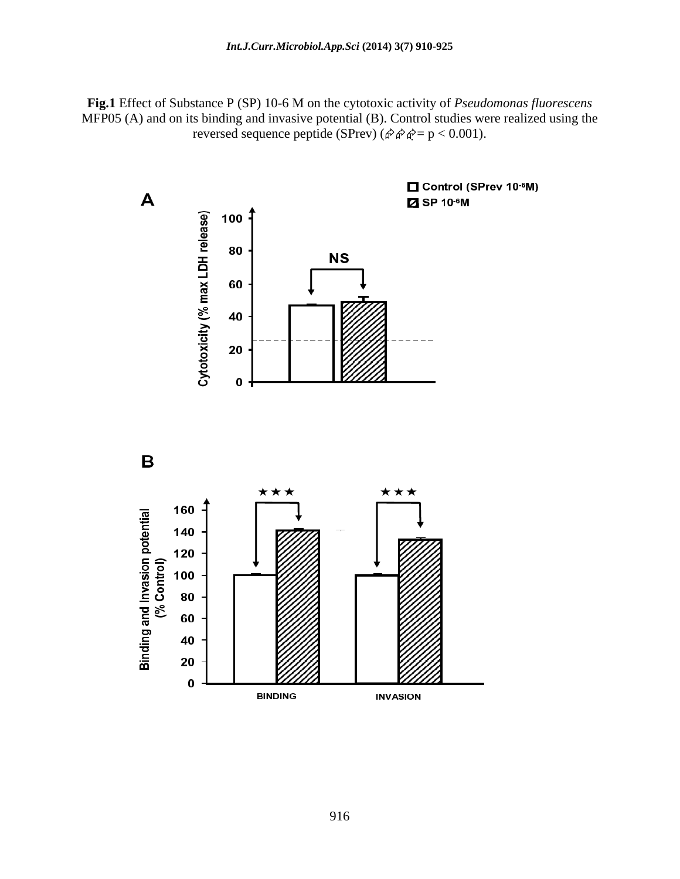**Fig.1** Effect of Substance P (SP) 10-6 M on the cytotoxic activity of *Pseudomonas fluorescens* MFP05 (A) and on its binding and invasive potential (B). Control studies were realized using the reversed sequence peptide (SPrev) (★★★= $p < 0.001$).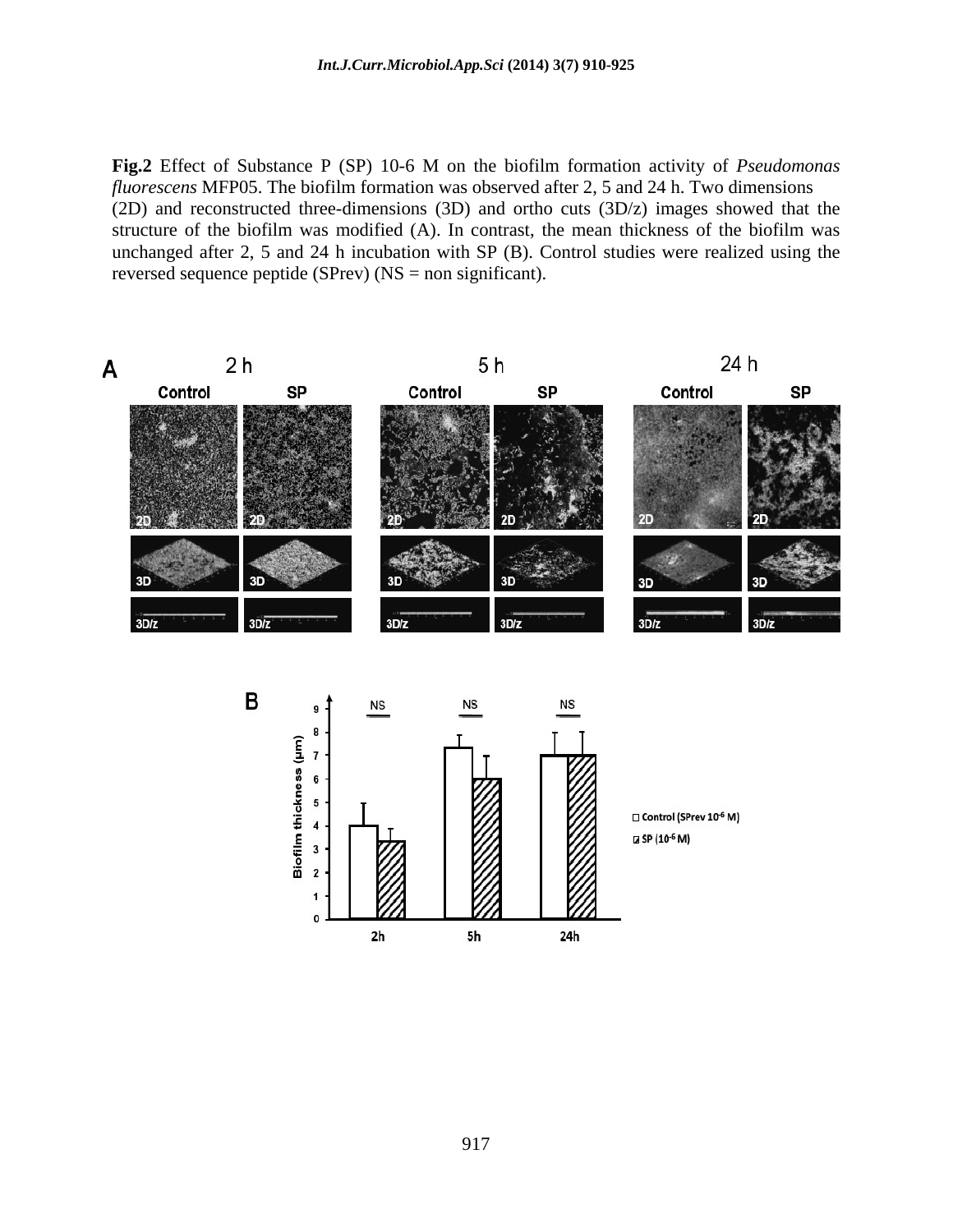**Fig.2** Effect of Substance P (SP) 10-6 M on the biofilm formation activity of *Pseudomonas fluorescens* MFP05. The biofilm formation was observed after 2, 5 and 24 h. Two dimensions (2D) and reconstructed three-dimensions (3D) and ortho cuts (3D/z) images showed that the structure of the biofilm was modified (A). In contrast, the mean thickness of the biofilm was unchanged after 2, 5 and 24 h incubation with SP (B). Control studies were realized using the reversed sequence peptide (SPrev) (NS = non significant).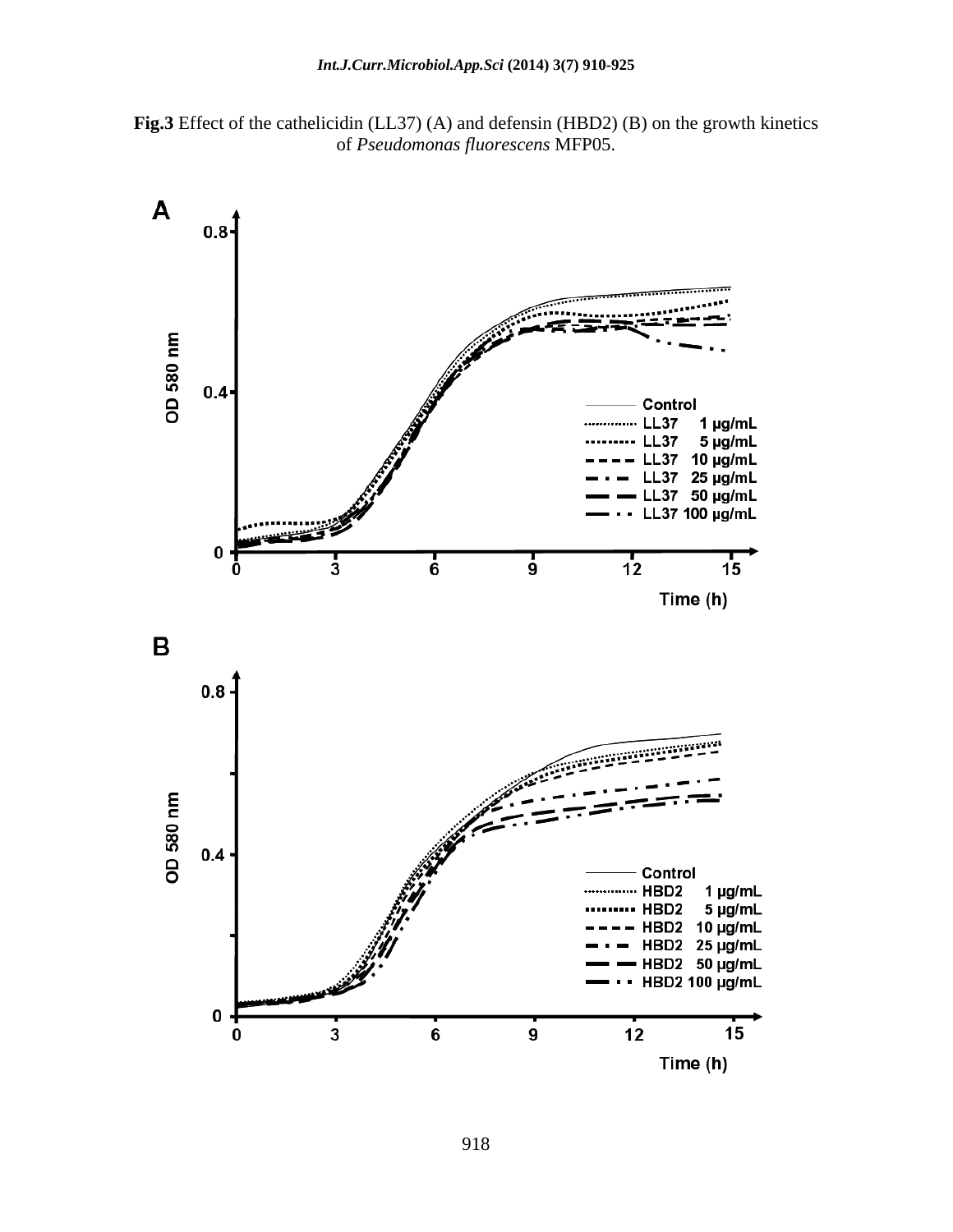**Fig.3** Effect of the cathelicidin (LL37) (A) and defensin (HBD2) (B) on the growth kinetics of *Pseudomonas fluorescens* MFP05.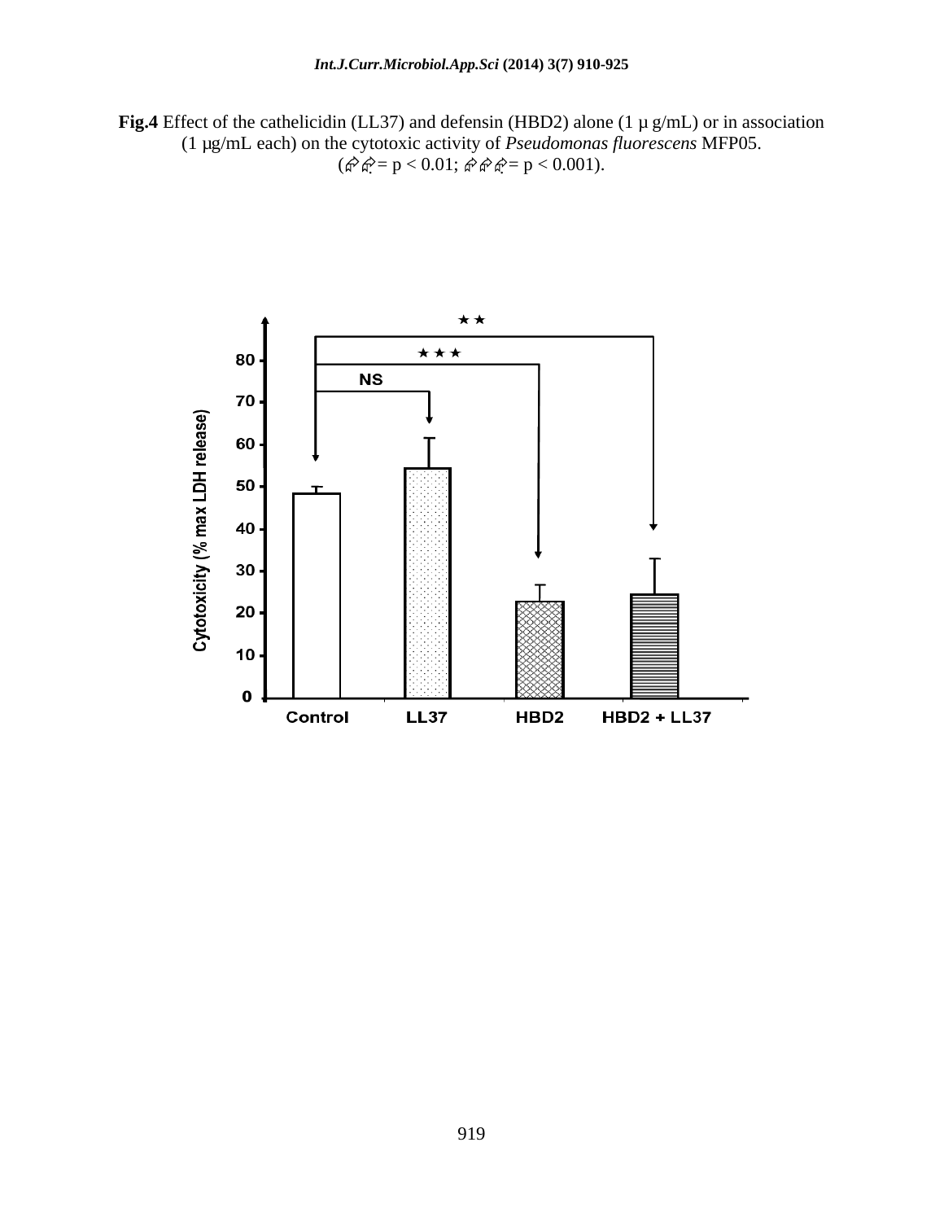**Fig.4** Effect of the cathelicidin (LL37) and defensin (HBD2) alone (1 µ g/mL) or in association (1 µg/mL each) on the cytotoxic activity of *Pseudomonas fluorescens* MFP05.
(★★= $p < 0.01$; ★★★= $p < 0.001$).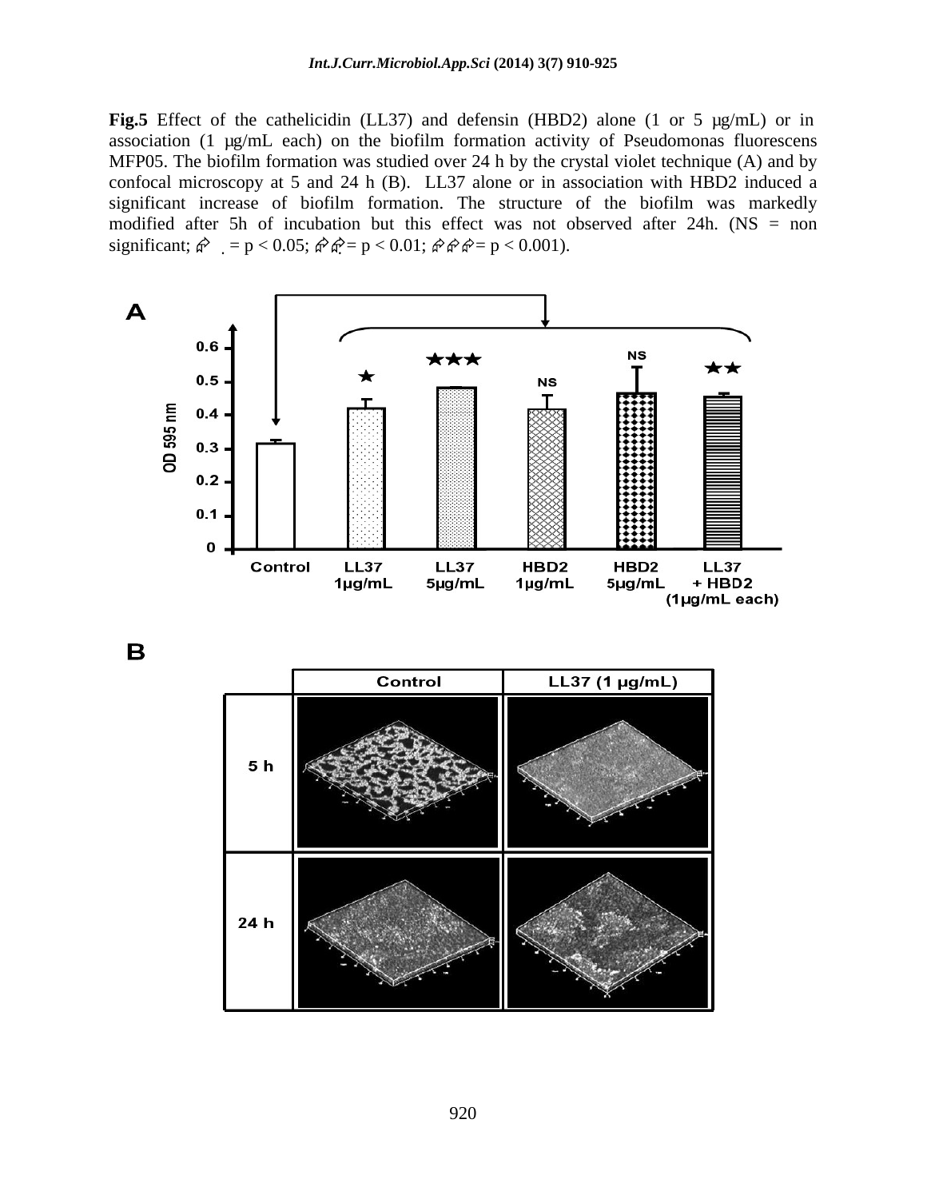**Fig.5** Effect of the cathelicidin (LL37) and defensin (HBD2) alone (1 or 5 µg/mL) or in association (1 µg/mL each) on the biofilm formation activity of Pseudomonas fluorescens MFP05. The biofilm formation was studied over 24 h by the crystal violet technique (A) and by confocal microscopy at 5 and 24 h (B). LL37 alone or in association with HBD2 induced a significant increase of biofilm formation. The structure of the biofilm was markedly modified after 5h of incubation but this effect was not observed after 24h. (NS = non significant; ★ = $p < 0.05$; ★★ = $p < 0.01$; ★★★ = $p < 0.001$).

**A**

| | OD 595 nm | Significance |
|---|---|---|
| Control | ~0.32 | |
| LL37 1µg/mL | ~0.42 | ★ |
| LL37 5µg/mL | ~0.48 | ★★★ |
| HBD2 1µg/mL | ~0.42 | NS |
| HBD2 5µg/mL | ~0.47 | NS |
| LL37 + HBD2 (1µg/mL each) | ~0.46 | ★★ |

**B**

| | Control | LL37 (1 µg/mL) |
|---|---|---|
| 5 h | | |
| 24 h | | |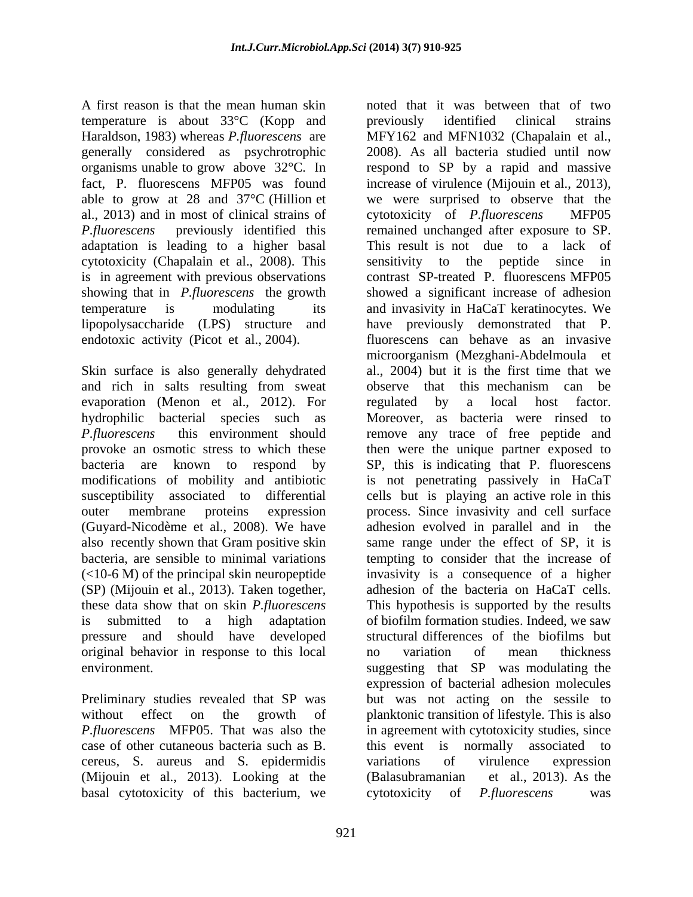A first reason is that the mean human skin temperature is about 33°C (Kopp and Haraldson, 1983) whereas *P.fluorescens* are generally considered as psychrotrophic organisms unable to grow above 32°C. In fact, P. fluorescens MFP05 was found able to grow at 28 and 37°C (Hillion et al., 2013) and in most of clinical strains of *P.fluorescens* previously identified this adaptation is leading to a higher basal cytotoxicity (Chapalain et al., 2008). This is in agreement with previous observations showing that in *P.fluorescens* the growth temperature is modulating its lipopolysaccharide (LPS) structure and endotoxic activity (Picot et al., 2004).

Skin surface is also generally dehydrated and rich in salts resulting from sweat evaporation (Menon et al., 2012). For hydrophilic bacterial species such as *P.fluorescens* this environment should provoke an osmotic stress to which these bacteria are known to respond by modifications of mobility and antibiotic susceptibility associated to differential outer membrane proteins expression (Guyard-Nicodème et al., 2008). We have also recently shown that Gram positive skin bacteria, are sensible to minimal variations (<10-6 M) of the principal skin neuropeptide (SP) (Mijouin et al., 2013). Taken together, these data show that on skin *P.fluorescens* is submitted to a high adaptation pressure and should have developed original behavior in response to this local environment.

Preliminary studies revealed that SP was without effect on the growth of *P.fluorescens* MFP05. That was also the case of other cutaneous bacteria such as B. cereus, S. aureus and S. epidermidis (Mijouin et al., 2013). Looking at the basal cytotoxicity of this bacterium, we noted that it was between that of two previously identified clinical strains MFY162 and MFN1032 (Chapalain et al., 2008). As all bacteria studied until now respond to SP by a rapid and massive increase of virulence (Mijouin et al., 2013), we were surprised to observe that the cytotoxicity of *P.fluorescens* MFP05 remained unchanged after exposure to SP. This result is not due to a lack of sensitivity to the peptide since in contrast SP-treated P. fluorescens MFP05 showed a significant increase of adhesion and invasivity in HaCaT keratinocytes. We have previously demonstrated that P. fluorescens can behave as an invasive microorganism (Mezghani-Abdelmoula et al., 2004) but it is the first time that we observe that this mechanism can be regulated by a local host factor. Moreover, as bacteria were rinsed to remove any trace of free peptide and then were the unique partner exposed to SP, this is indicating that P. fluorescens is not penetrating passively in HaCaT cells but is playing an active role in this process. Since invasivity and cell surface adhesion evolved in parallel and in the same range under the effect of SP, it is tempting to consider that the increase of invasivity is a consequence of a higher adhesion of the bacteria on HaCaT cells. This hypothesis is supported by the results of biofilm formation studies. Indeed, we saw structural differences of the biofilms but no variation of mean thickness suggesting that SP was modulating the expression of bacterial adhesion molecules but was not acting on the sessile to planktonic transition of lifestyle. This is also in agreement with cytotoxicity studies, since this event is normally associated to variations of virulence expression (Balasubramanian et al., 2013). As the cytotoxicity of *P.fluorescens* was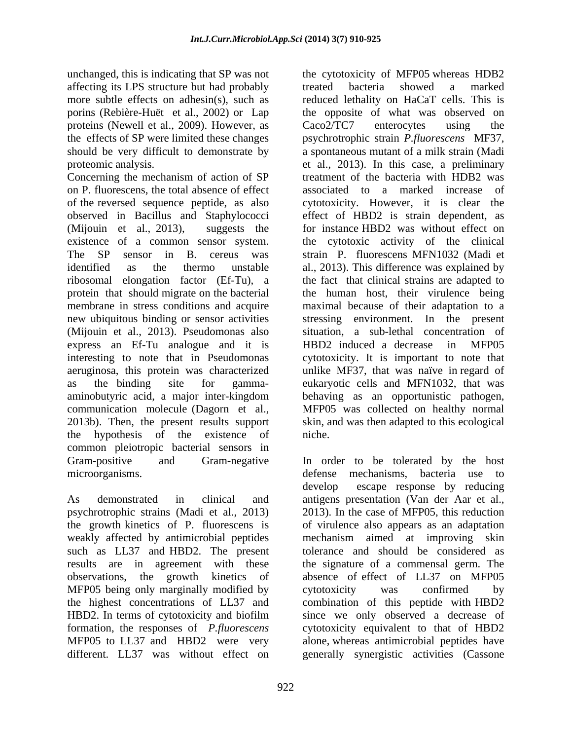unchanged, this is indicating that SP was not affecting its LPS structure but had probably more subtle effects on adhesin(s), such as porins (Rebière-Huët et al., 2002) or Lap proteins (Newell et al., 2009). However, as the effects of SP were limited these changes should be very difficult to demonstrate by proteomic analysis.

Concerning the mechanism of action of SP on P. fluorescens, the total absence of effect of the reversed sequence peptide, as also observed in Bacillus and Staphylococci (Mijouin et al., 2013), suggests the existence of a common sensor system. The SP sensor in B. cereus was identified as the thermo unstable ribosomal elongation factor (Ef-Tu), a protein that should migrate on the bacterial membrane in stress conditions and acquire new ubiquitous binding or sensor activities (Mijouin et al., 2013). Pseudomonas also express an Ef-Tu analogue and it is interesting to note that in Pseudomonas aeruginosa, this protein was characterized as the binding site for gamma-aminobutyric acid, a major inter-kingdom communication molecule (Dagorn et al., 2013b). Then, the present results support the hypothesis of the existence of common pleiotropic bacterial sensors in Gram-positive and Gram-negative microorganisms.

As demonstrated in clinical and psychrotrophic strains (Madi et al., 2013) the growth kinetics of P. fluorescens is weakly affected by antimicrobial peptides such as LL37 and HBD2. The present results are in agreement with these observations, the growth kinetics of MFP05 being only marginally modified by the highest concentrations of LL37 and HBD2. In terms of cytotoxicity and biofilm formation, the responses of *P.fluorescens* MFP05 to LL37 and HBD2 were very different. LL37 was without effect on the cytotoxicity of MFP05 whereas HDB2 treated bacteria showed a marked reduced lethality on HaCaT cells. This is the opposite of what was observed on Caco2/TC7 enterocytes using the psychrotrophic strain *P.fluorescens* MF37, a spontaneous mutant of a milk strain (Madi et al., 2013). In this case, a preliminary treatment of the bacteria with HDB2 was associated to a marked increase of cytotoxicity. However, it is clear the effect of HBD2 is strain dependent, as for instance HBD2 was without effect on the cytotoxic activity of the clinical strain P. fluorescens MFN1032 (Madi et al., 2013). This difference was explained by the fact that clinical strains are adapted to the human host, their virulence being maximal because of their adaptation to a stressing environment. In the present situation, a sub-lethal concentration of HBD2 induced a decrease in MFP05 cytotoxicity. It is important to note that unlike MF37, that was naïve in regard of eukaryotic cells and MFN1032, that was behaving as an opportunistic pathogen, MFP05 was collected on healthy normal skin, and was then adapted to this ecological niche.

In order to be tolerated by the host defense mechanisms, bacteria use to develop escape response by reducing antigens presentation (Van der Aar et al., 2013). In the case of MFP05, this reduction of virulence also appears as an adaptation mechanism aimed at improving skin tolerance and should be considered as the signature of a commensal germ. The absence of effect of LL37 on MFP05 cytotoxicity was confirmed by combination of this peptide with HBD2 since we only observed a decrease of cytotoxicity equivalent to that of HBD2 alone, whereas antimicrobial peptides have generally synergistic activities (Cassone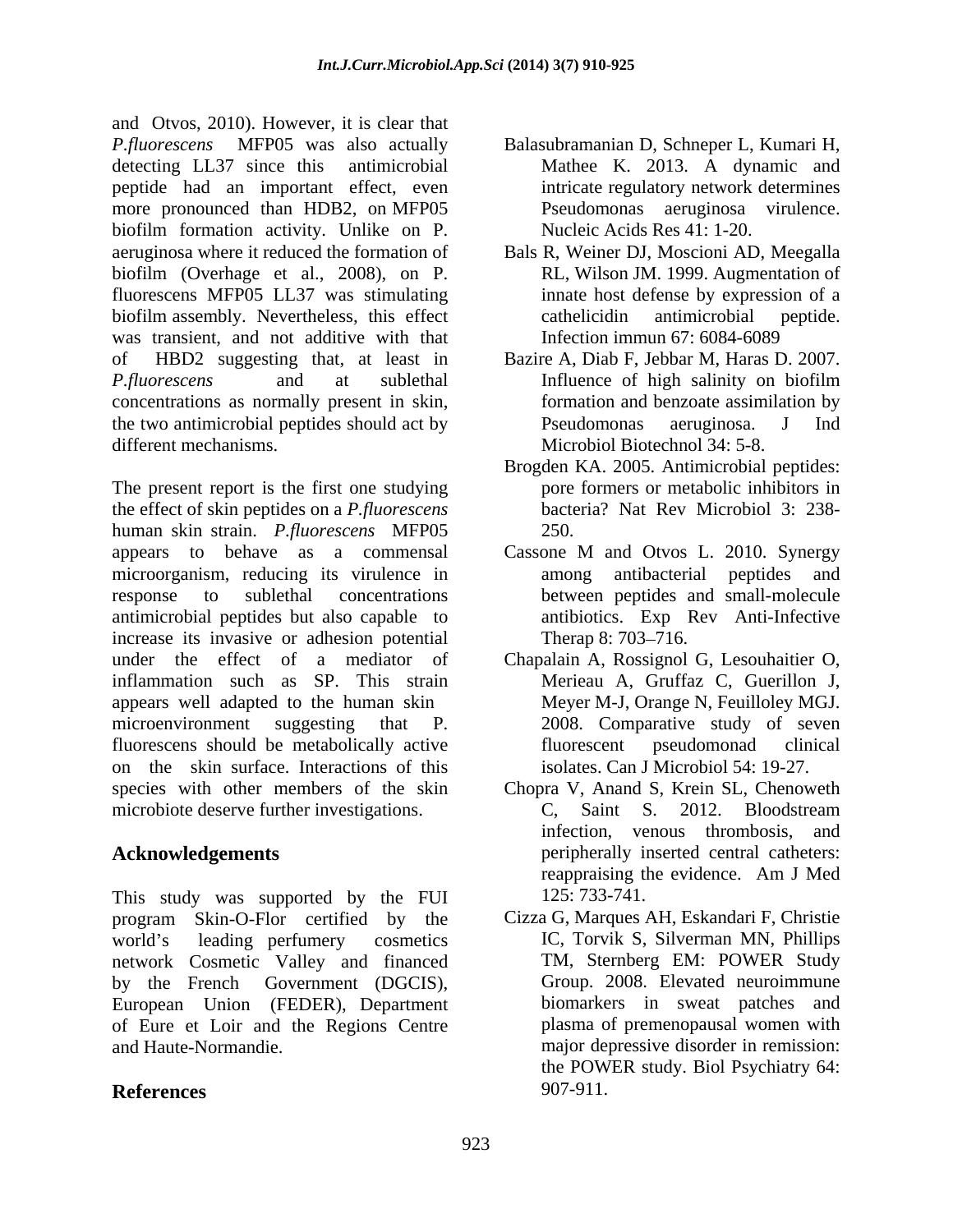and Otvos, 2010). However, it is clear that *P.fluorescens* MFP05 was also actually detecting LL37 since this antimicrobial peptide had an important effect, even more pronounced than HDB2, on MFP05 biofilm formation activity. Unlike on P. aeruginosa where it reduced the formation of biofilm (Overhage et al., 2008), on P. fluorescens MFP05 LL37 was stimulating biofilm assembly. Nevertheless, this effect was transient, and not additive with that of HBD2 suggesting that, at least in *P.fluorescens* and at sublethal concentrations as normally present in skin, the two antimicrobial peptides should act by different mechanisms.

The present report is the first one studying the effect of skin peptides on a *P.fluorescens* human skin strain. *P.fluorescens* MFP05 appears to behave as a commensal microorganism, reducing its virulence in response to sublethal concentrations antimicrobial peptides but also capable to increase its invasive or adhesion potential under the effect of a mediator of inflammation such as SP. This strain appears well adapted to the human skin microenvironment suggesting that P. fluorescens should be metabolically active on the skin surface. Interactions of this species with other members of the skin microbiote deserve further investigations.

## Acknowledgements

This study was supported by the FUI program Skin-O-Flor certified by the world's leading perfumery cosmetics network Cosmetic Valley and financed by the French Government (DGCIS), European Union (FEDER), Department of Eure et Loir and the Regions Centre and Haute-Normandie.

## References

Balasubramanian D, Schneper L, Kumari H, Mathee K. 2013. A dynamic and intricate regulatory network determines Pseudomonas aeruginosa virulence. Nucleic Acids Res 41: 1-20.

Bals R, Weiner DJ, Moscioni AD, Meegalla RL, Wilson JM. 1999. Augmentation of innate host defense by expression of a cathelicidin antimicrobial peptide. Infection immun 67: 6084-6089

Bazire A, Diab F, Jebbar M, Haras D. 2007. Influence of high salinity on biofilm formation and benzoate assimilation by Pseudomonas aeruginosa. J Ind Microbiol Biotechnol 34: 5-8.

Brogden KA. 2005. Antimicrobial peptides: pore formers or metabolic inhibitors in bacteria? Nat Rev Microbiol 3: 238-250.

Cassone M and Otvos L. 2010. Synergy among antibacterial peptides and between peptides and small-molecule antibiotics. Exp Rev Anti-Infective Therap 8: 703–716.

Chapalain A, Rossignol G, Lesouhaitier O, Merieau A, Gruffaz C, Guerillon J, Meyer M-J, Orange N, Feuilloley MGJ. 2008. Comparative study of seven fluorescent pseudomonad clinical isolates. Can J Microbiol 54: 19-27.

Chopra V, Anand S, Krein SL, Chenoweth C, Saint S. 2012. Bloodstream infection, venous thrombosis, and peripherally inserted central catheters: reappraising the evidence. Am J Med 125: 733-741.

Cizza G, Marques AH, Eskandari F, Christie IC, Torvik S, Silverman MN, Phillips TM, Sternberg EM: POWER Study Group. 2008. Elevated neuroimmune biomarkers in sweat patches and plasma of premenopausal women with major depressive disorder in remission: the POWER study. Biol Psychiatry 64: 907-911.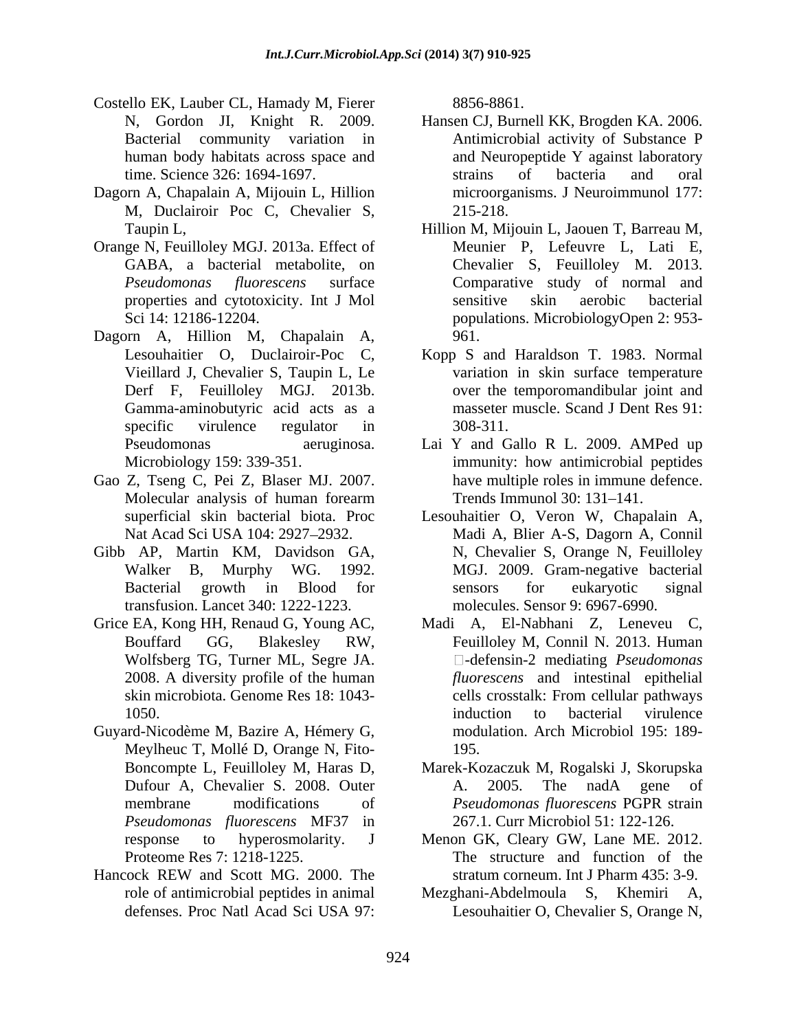Costello EK, Lauber CL, Hamady M, Fierer N, Gordon JI, Knight R. 2009. Bacterial community variation in human body habitats across space and time. Science 326: 1694-1697.

Dagorn A, Chapalain A, Mijouin L, Hillion M, Duclairoir Poc C, Chevalier S, Taupin L,

Orange N, Feuilloley MGJ. 2013a. Effect of GABA, a bacterial metabolite, on *Pseudomonas fluorescens* surface properties and cytotoxicity. Int J Mol Sci 14: 12186-12204.

Dagorn A, Hillion M, Chapalain A, Lesouhaitier O, Duclairoir-Poc C, Vieillard J, Chevalier S, Taupin L, Le Derf F, Feuilloley MGJ. 2013b. Gamma-aminobutyric acid acts as a specific virulence regulator in Pseudomonas aeruginosa. Microbiology 159: 339-351.

Gao Z, Tseng C, Pei Z, Blaser MJ. 2007. Molecular analysis of human forearm superficial skin bacterial biota. Proc Nat Acad Sci USA 104: 2927–2932.

Gibb AP, Martin KM, Davidson GA, Walker B, Murphy WG. 1992. Bacterial growth in Blood for transfusion. Lancet 340: 1222-1223.

Grice EA, Kong HH, Renaud G, Young AC, Bouffard GG, Blakesley RW, Wolfsberg TG, Turner ML, Segre JA. 2008. A diversity profile of the human skin microbiota. Genome Res 18: 1043-1050.

Guyard-Nicodème M, Bazire A, Hémery G, Meylheuc T, Mollé D, Orange N, Fito-Boncompte L, Feuilloley M, Haras D, Dufour A, Chevalier S. 2008. Outer membrane modifications of *Pseudomonas fluorescens* MF37 in response to hyperosmolarity. J Proteome Res 7: 1218-1225.

Hancock REW and Scott MG. 2000. The role of antimicrobial peptides in animal defenses. Proc Natl Acad Sci USA 97: 8856-8861.

Hansen CJ, Burnell KK, Brogden KA. 2006. Antimicrobial activity of Substance P and Neuropeptide Y against laboratory strains of bacteria and oral microorganisms. J Neuroimmunol 177: 215-218.

Hillion M, Mijouin L, Jaouen T, Barreau M, Meunier P, Lefeuvre L, Lati E, Chevalier S, Feuilloley M. 2013. Comparative study of normal and sensitive skin aerobic bacterial populations. MicrobiologyOpen 2: 953-961.

Kopp S and Haraldson T. 1983. Normal variation in skin surface temperature over the temporomandibular joint and masseter muscle. Scand J Dent Res 91: 308-311.

Lai Y and Gallo R L. 2009. AMPed up immunity: how antimicrobial peptides have multiple roles in immune defence. Trends Immunol 30: 131–141.

Lesouhaitier O, Veron W, Chapalain A, Madi A, Blier A-S, Dagorn A, Connil N, Chevalier S, Orange N, Feuilloley MGJ. 2009. Gram-negative bacterial sensors for eukaryotic signal molecules. Sensor 9: 6967-6990.

Madi A, El-Nabhani Z, Leneveu C, Feuilloley M, Connil N. 2013. Human -defensin-2 mediating *Pseudomonas fluorescens* and intestinal epithelial cells crosstalk: From cellular pathways induction to bacterial virulence modulation. Arch Microbiol 195: 189-195.

Marek-Kozaczuk M, Rogalski J, Skorupska A. 2005. The nadA gene of *Pseudomonas fluorescens* PGPR strain 267.1. Curr Microbiol 51: 122-126.

Menon GK, Cleary GW, Lane ME. 2012. The structure and function of the stratum corneum. Int J Pharm 435: 3-9.

Mezghani-Abdelmoula S, Khemiri A, Lesouhaitier O, Chevalier S, Orange N,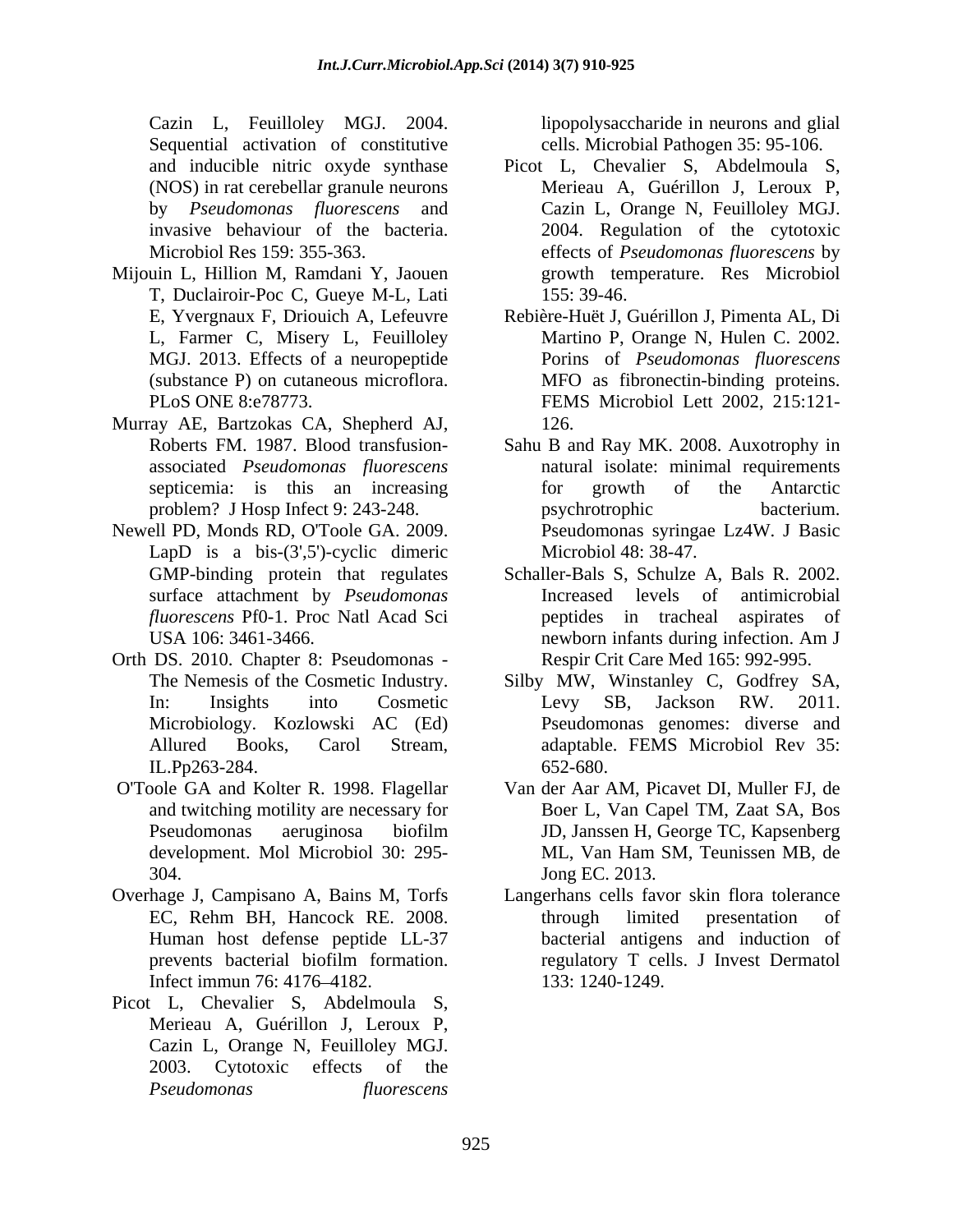Cazin L, Feuilloley MGJ. 2004. Sequential activation of constitutive and inducible nitric oxyde synthase (NOS) in rat cerebellar granule neurons by *Pseudomonas fluorescens* and invasive behaviour of the bacteria. Microbiol Res 159: 355-363.

Mijouin L, Hillion M, Ramdani Y, Jaouen T, Duclairoir-Poc C, Gueye M-L, Lati E, Yvergnaux F, Driouich A, Lefeuvre L, Farmer C, Misery L, Feuilloley MGJ. 2013. Effects of a neuropeptide (substance P) on cutaneous microflora. PLoS ONE 8:e78773.

Murray AE, Bartzokas CA, Shepherd AJ, Roberts FM. 1987. Blood transfusion-associated *Pseudomonas fluorescens* septicemia: is this an increasing problem? J Hosp Infect 9: 243-248.

Newell PD, Monds RD, O'Toole GA. 2009. LapD is a bis-(3',5')-cyclic dimeric GMP-binding protein that regulates surface attachment by *Pseudomonas fluorescens* Pf0-1. Proc Natl Acad Sci USA 106: 3461-3466.

Orth DS. 2010. Chapter 8: Pseudomonas - The Nemesis of the Cosmetic Industry. In: Insights into Cosmetic Microbiology. Kozlowski AC (Ed) Allured Books, Carol Stream, IL.Pp263-284.

O'Toole GA and Kolter R. 1998. Flagellar and twitching motility are necessary for Pseudomonas aeruginosa biofilm development. Mol Microbiol 30: 295-304.

Overhage J, Campisano A, Bains M, Torfs EC, Rehm BH, Hancock RE. 2008. Human host defense peptide LL-37 prevents bacterial biofilm formation. Infect immun 76: 4176–4182.

Picot L, Chevalier S, Abdelmoula S, Merieau A, Guérillon J, Leroux P, Cazin L, Orange N, Feuilloley MGJ. 2003. Cytotoxic effects of the *Pseudomonas fluorescens* lipopolysaccharide in neurons and glial cells. Microbial Pathogen 35: 95-106.

Picot L, Chevalier S, Abdelmoula S, Merieau A, Guérillon J, Leroux P, Cazin L, Orange N, Feuilloley MGJ. 2004. Regulation of the cytotoxic effects of *Pseudomonas fluorescens* by growth temperature. Res Microbiol 155: 39-46.

Rebière-Huët J, Guérillon J, Pimenta AL, Di Martino P, Orange N, Hulen C. 2002. Porins of *Pseudomonas fluorescens* MFO as fibronectin-binding proteins. FEMS Microbiol Lett 2002, 215:121-126.

Sahu B and Ray MK. 2008. Auxotrophy in natural isolate: minimal requirements for growth of the Antarctic psychrotrophic bacterium. Pseudomonas syringae Lz4W. J Basic Microbiol 48: 38-47.

Schaller-Bals S, Schulze A, Bals R. 2002. Increased levels of antimicrobial peptides in tracheal aspirates of newborn infants during infection. Am J Respir Crit Care Med 165: 992-995.

Silby MW, Winstanley C, Godfrey SA, Levy SB, Jackson RW. 2011. Pseudomonas genomes: diverse and adaptable. FEMS Microbiol Rev 35: 652-680.

Van der Aar AM, Picavet DI, Muller FJ, de Boer L, Van Capel TM, Zaat SA, Bos JD, Janssen H, George TC, Kapsenberg ML, Van Ham SM, Teunissen MB, de Jong EC. 2013. Langerhans cells favor skin flora tolerance through limited presentation of bacterial antigens and induction of regulatory T cells. J Invest Dermatol 133: 1240-1249.